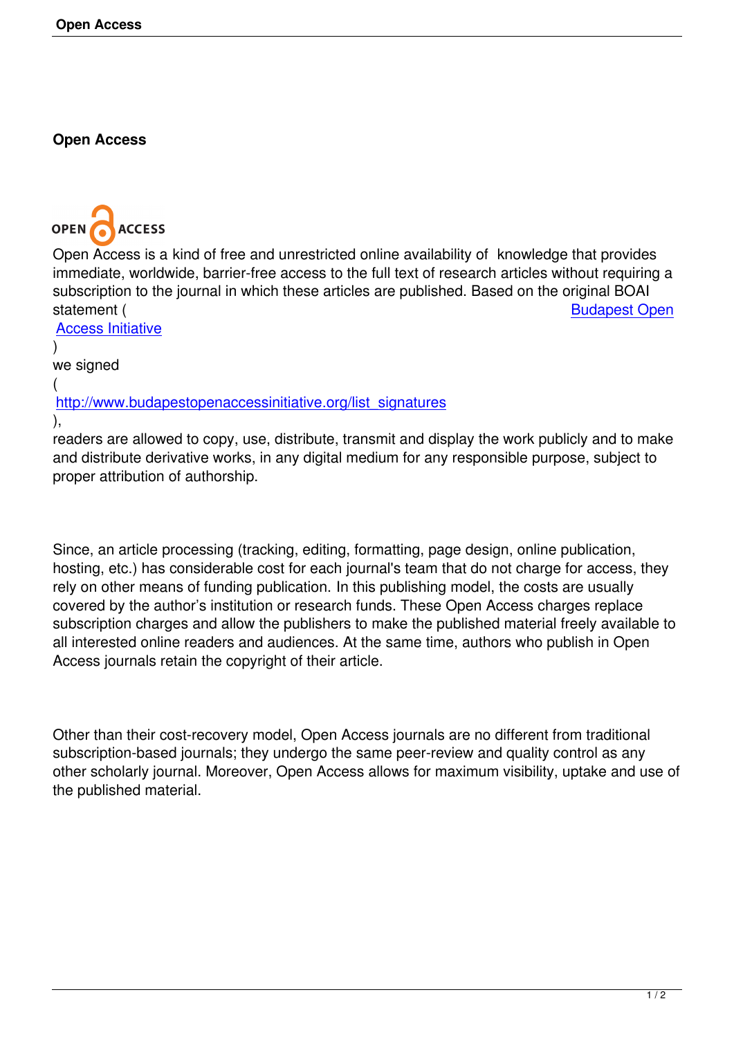# Open Access

Open Access is a kind of free and unrestricted online availability of knowledge that provides immediate, worldwide, barrier-free access to the full text of research articles without requiring a subscription to the journal in which these articles are published. Based on the original BOAI statement ( Budapest Open Access Initiative ) we signed ( http://www.budapestopenaccessinitiative.org/list_signatures ), readers are allowed to copy, use, distribute, transmit and display the work publicly and to make and distribute derivative works, in any digital medium for any responsible purpose, subject to proper attribution of authorship.

Since, an article processing (tracking, editing, formatting, page design, online publication, hosting, etc.) has considerable cost for each journal's team that do not charge for access, they rely on other means of funding publication. In this publishing model, the costs are usually covered by the author's institution or research funds. These Open Access charges replace subscription charges and allow the publishers to make the published material freely available to all interested online readers and audiences. At the same time, authors who publish in Open Access journals retain the copyright of their article.

Other than their cost-recovery model, Open Access journals are no different from traditional subscription-based journals; they undergo the same peer-review and quality control as any other scholarly journal. Moreover, Open Access allows for maximum visibility, uptake and use of the published material.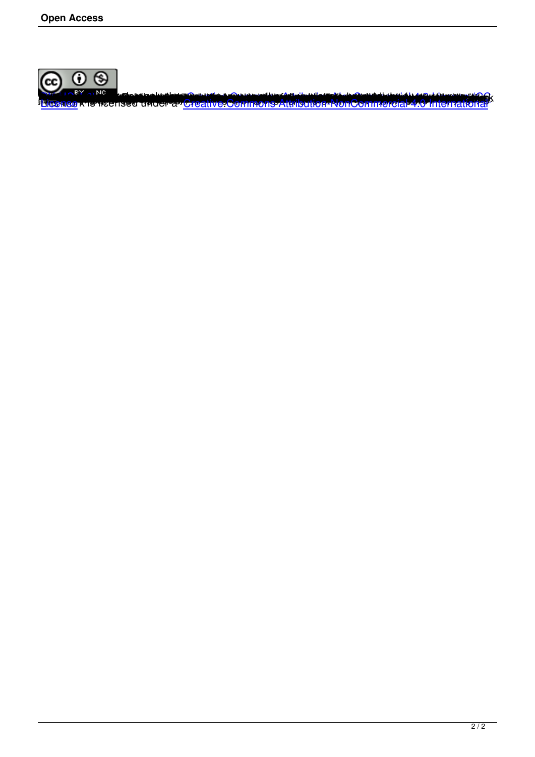This work is licensed under a Creative Commons Attribution-NonCommercial 4.0 International License.